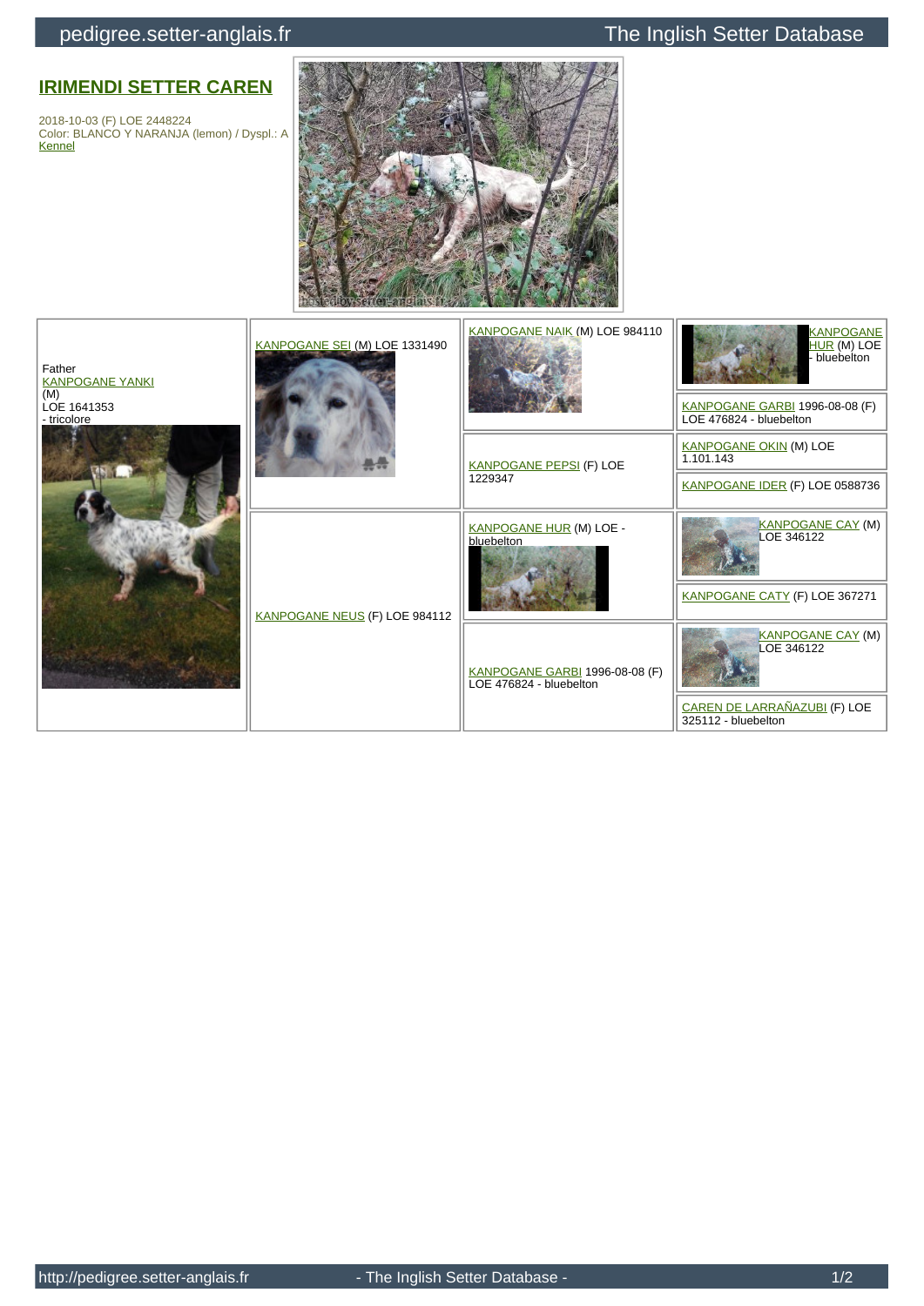# IRIMENDI SETTER CAREN

2018-10-03 (F) LOE 2448224
Color: BLANCO Y NARANJA (lemon) / Dyspl.: A
Kennel

| Father | | | |
|---|---|---|---|
| KANPOGANE YANKI (M) LOE 1641353 - tricolore | KANPOGANE SEI (M) LOE 1331490 | KANPOGANE NAIK (M) LOE 984110 | KANPOGANE HUR (M) LOE - bluebelton |
| | | | KANPOGANE GARBI 1996-08-08 (F) LOE 476824 - bluebelton |
| | | KANPOGANE PEPSI (F) LOE 1229347 | KANPOGANE OKIN (M) LOE 1.101.143 |
| | | | KANPOGANE IDER (F) LOE 0588736 |
| | KANPOGANE NEUS (F) LOE 984112 | KANPOGANE HUR (M) LOE - bluebelton | KANPOGANE CAY (M) LOE 346122 |
| | | | KANPOGANE CATY (F) LOE 367271 |
| | | KANPOGANE GARBI 1996-08-08 (F) LOE 476824 - bluebelton | KANPOGANE CAY (M) LOE 346122 |
| | | | CAREN DE LARRAÑAZUBI (F) LOE 325112 - bluebelton |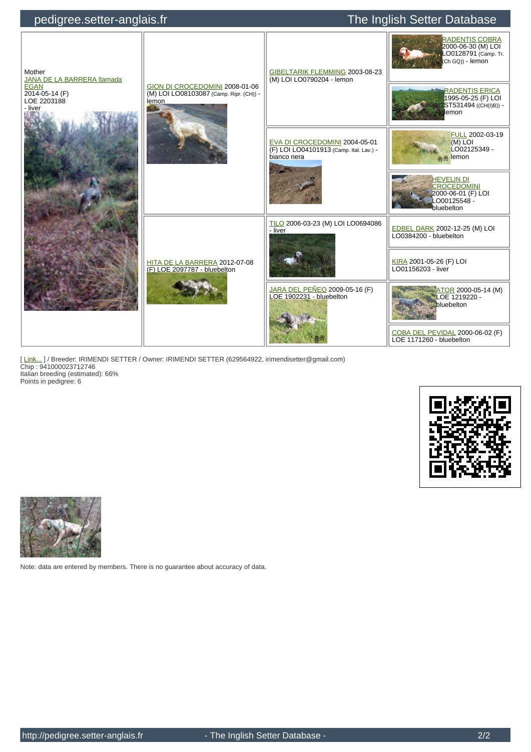| | | | |
|---|---|---|---|
| Mother<br>JANA DE LA BARRERA llamada EGAN<br>2014-05-14 (F)<br>LOE 2203188<br>- liver | GION DI CROCEDOMINI 2008-01-06 (M) LOI LO08103087 (Camp. Ripr. (CH)) - lemon | GIBELTARIK FLEMMING 2003-08-23 (M) LOI LO0790204 - lemon | RADENTIS COBRA 2000-06-30 (M) LOI LO0128791 (Camp. Tr. (Ch GQ)) - lemon |
| | | | RADENTIS ERICA 1995-05-25 (F) LOI ST531494 ((CH(I)B)) - lemon |
| | | EVA DI CROCEDOMINI 2004-05-01 (F) LOI LO04101913 (Camp. Ital. Lav.) - bianco nera | FULL 2002-03-19 (M) LOI LO02125349 - lemon |
| | | | HEVELIN DI CROCEDOMINI 2000-06-01 (F) LOI LO00125548 - bluebelton |
| | HITA DE LA BARRERA 2012-07-08 (F) LOE 2097787 - bluebelton | TILO 2006-03-23 (M) LOI LO0694086 - liver | EDBEL DARK 2002-12-25 (M) LOI LO0384200 - bluebelton |
| | | | KIRA 2001-05-26 (F) LOI LO01156203 - liver |
| | | JARA DEL PEÑEO 2009-05-16 (F) LOE 1902231 - bluebelton | ATOR 2000-05-14 (M) LOE 1219220 - bluebelton |
| | | | COBA DEL PEVIDAL 2000-06-02 (F) LOE 1171260 - bluebelton |

[ Link... ] / Breeder: IRIMENDI SETTER / Owner: IRIMENDI SETTER (629564922, irimendisetter@gmail.com)
Chip : 941000023712746
Italian breeding (estimated): 66%
Points in pedigree: 6

Note: data are entered by members. There is no guarantee about accuracy of data.